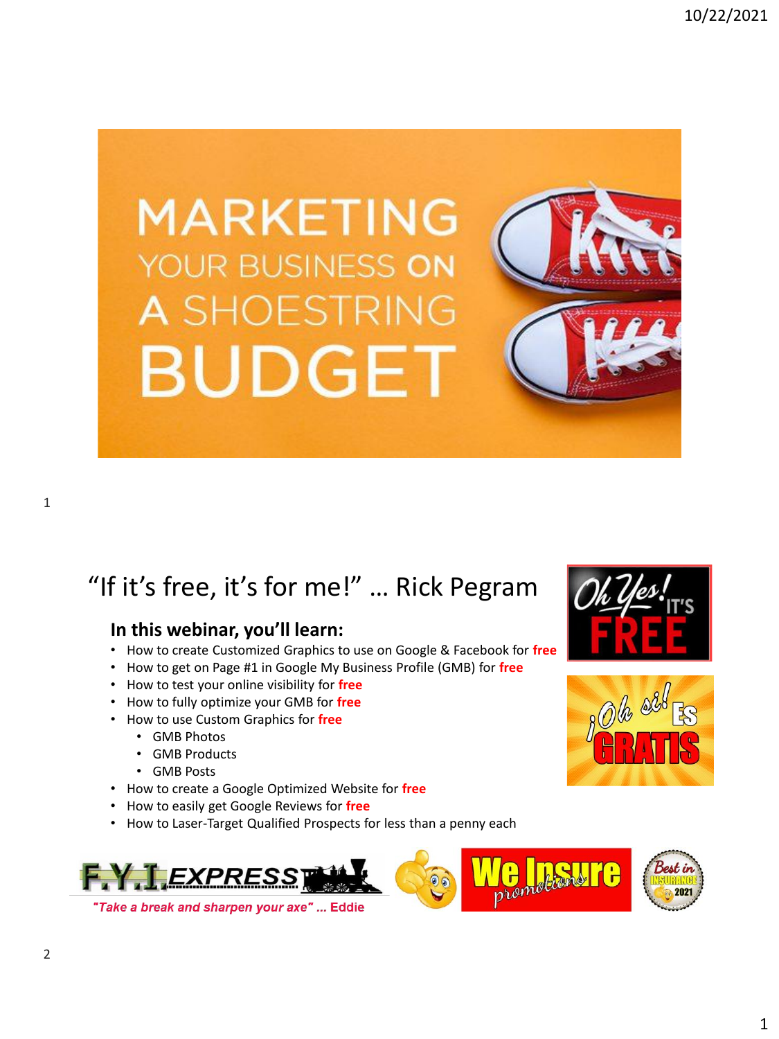# MARKETING YOUR BUSINESS ON A SHOESTRING BUDGET

## "If it's free, it's for me!" … Rick Pegram

### In this webinar, you'll learn:

- How to create Customized Graphics to use on Google & Facebook for **free**
- How to get on Page #1 in Google My Business Profile (GMB) for **free**
- How to test your online visibility for **free**
- How to fully optimize your GMB for **free**
- How to use Custom Graphics for **free**
  - GMB Photos
  - GMB Products
  - GMB Posts
- How to create a Google Optimized Website for **free**
- How to easily get Google Reviews for **free**
- How to Laser-Target Qualified Prospects for less than a penny each

Oh Yes! IT'S FREE

¡Oh sí! Es GRATIS

F.Y.I. EXPRESS

*"Take a break and sharpen your axe" … Eddie*

We Insure promotions

Best in INSURANCE 2021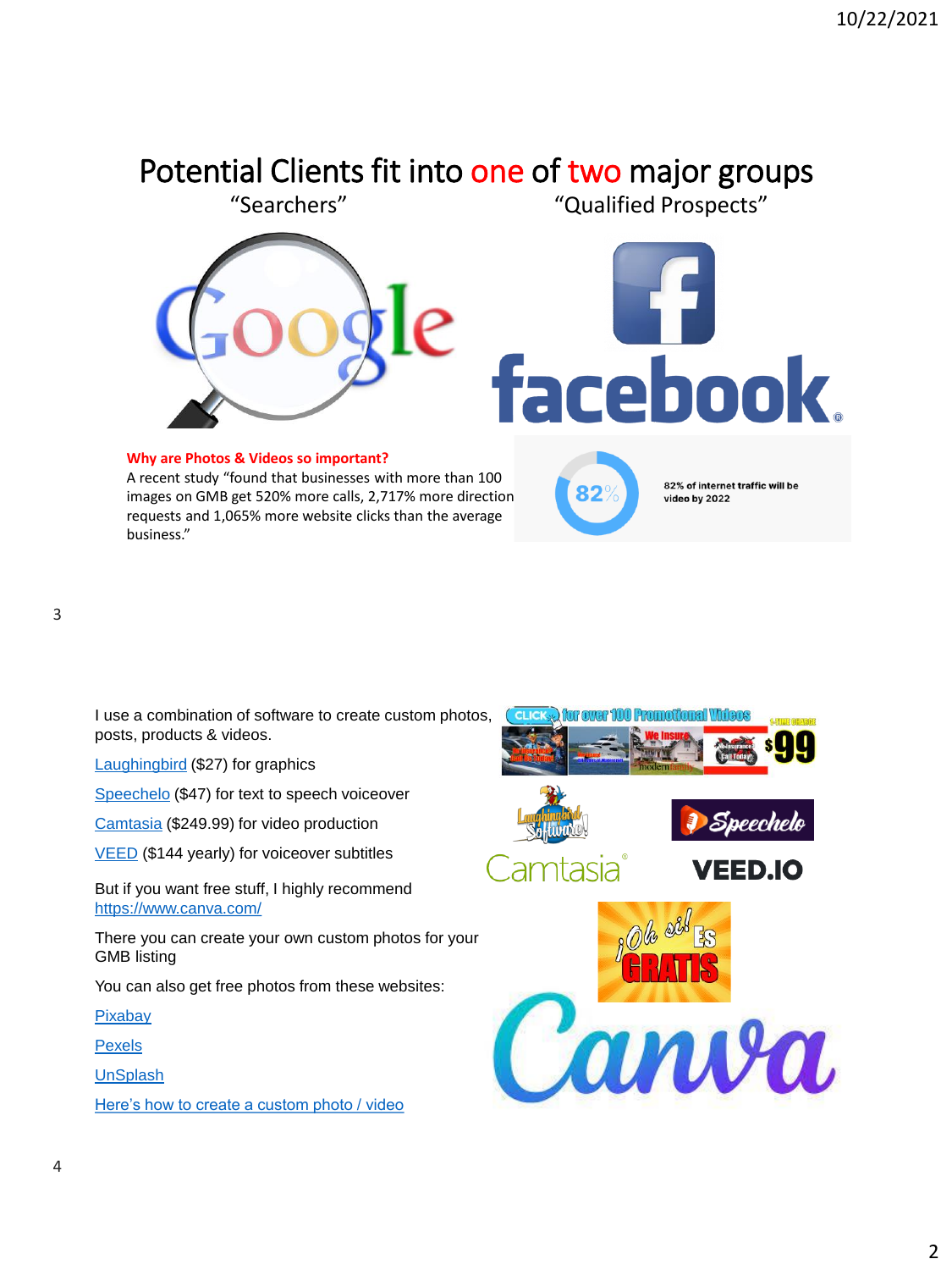# Potential Clients fit into one of two major groups

“Searchers” “Qualified Prospects”

**Why are Photos & Videos so important?**

A recent study “found that businesses with more than 100 images on GMB get 520% more calls, 2,717% more direction requests and 1,065% more website clicks than the average business.”

82% of internet traffic will be video by 2022

---

I use a combination of software to create custom photos, posts, products & videos.

Laughingbird ($27) for graphics

Speechelo ($47) for text to speech voiceover

Camtasia ($249.99) for video production

VEED ($144 yearly) for voiceover subtitles

But if you want free stuff, I highly recommend https://www.canva.com/

There you can create your own custom photos for your GMB listing

You can also get free photos from these websites:

Pixabay

Pexels

UnSplash

Here’s how to create a custom photo / video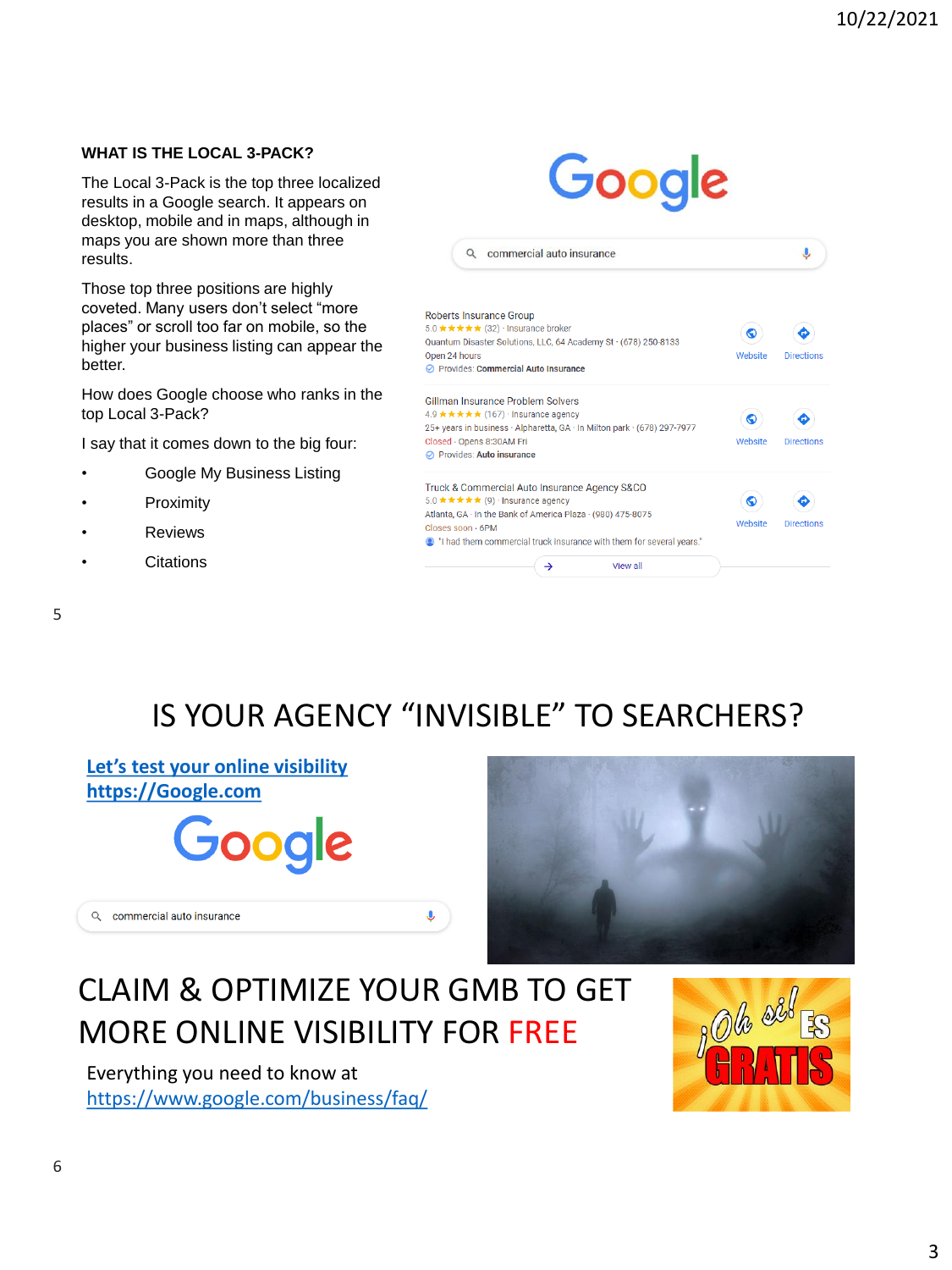### WHAT IS THE LOCAL 3-PACK?

The Local 3-Pack is the top three localized results in a Google search. It appears on desktop, mobile and in maps, although in maps you are shown more than three results.

Those top three positions are highly coveted. Many users don't select "more places" or scroll too far on mobile, so the higher your business listing can appear the better.

How does Google choose who ranks in the top Local 3-Pack?

I say that it comes down to the big four:

- Google My Business Listing
- Proximity
- Reviews
- Citations

## IS YOUR AGENCY "INVISIBLE" TO SEARCHERS?

[Let's test your online visibility](https://Google.com)
[https://Google.com](https://Google.com)

## CLAIM & OPTIMIZE YOUR GMB TO GET MORE ONLINE VISIBILITY FOR FREE

Everything you need to know at
[https://www.google.com/business/faq/](https://www.google.com/business/faq/)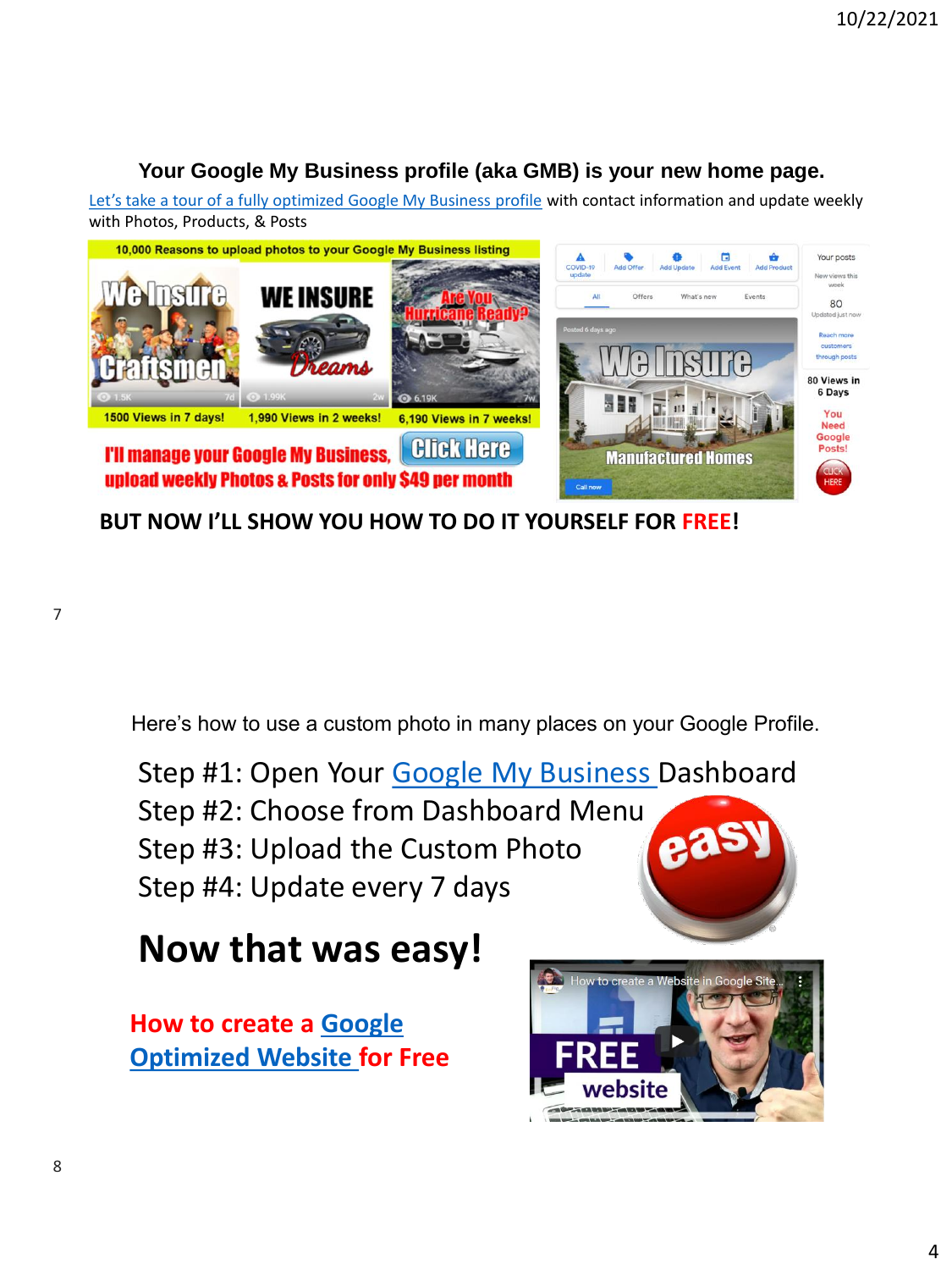**Your Google My Business profile (aka GMB) is your new home page.**

Let's take a tour of a fully optimized Google My Business profile with contact information and update weekly with Photos, Products, & Posts

**BUT NOW I'LL SHOW YOU HOW TO DO IT YOURSELF FOR FREE!**

Here's how to use a custom photo in many places on your Google Profile.

Step #1: Open Your Google My Business Dashboard
Step #2: Choose from Dashboard Menu
Step #3: Upload the Custom Photo
Step #4: Update every 7 days

# Now that was easy!

**How to create a Google Optimized Website for Free**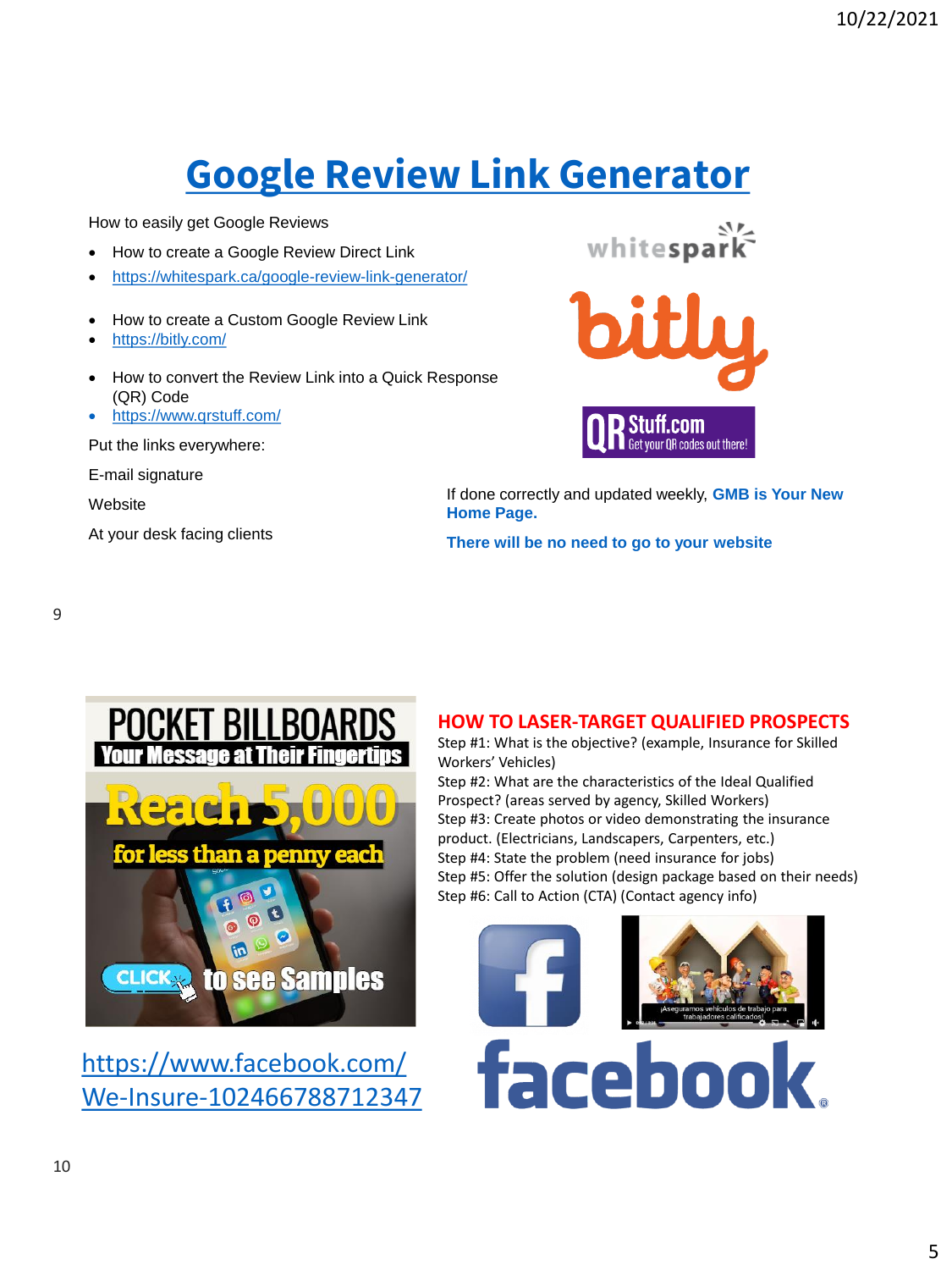# Google Review Link Generator

How to easily get Google Reviews

- How to create a Google Review Direct Link
- https://whitespark.ca/google-review-link-generator/

- How to create a Custom Google Review Link
- https://bitly.com/

- How to convert the Review Link into a Quick Response (QR) Code
- https://www.qrstuff.com/

Put the links everywhere:

E-mail signature

Website

At your desk facing clients

If done correctly and updated weekly, **GMB is Your New Home Page.**

**There will be no need to go to your website**

https://www.facebook.com/We-Insure-102466788712347

## HOW TO LASER-TARGET QUALIFIED PROSPECTS

Step #1: What is the objective? (example, Insurance for Skilled Workers' Vehicles)
Step #2: What are the characteristics of the Ideal Qualified Prospect? (areas served by agency, Skilled Workers)
Step #3: Create photos or video demonstrating the insurance product. (Electricians, Landscapers, Carpenters, etc.)
Step #4: State the problem (need insurance for jobs)
Step #5: Offer the solution (design package based on their needs)
Step #6: Call to Action (CTA) (Contact agency info)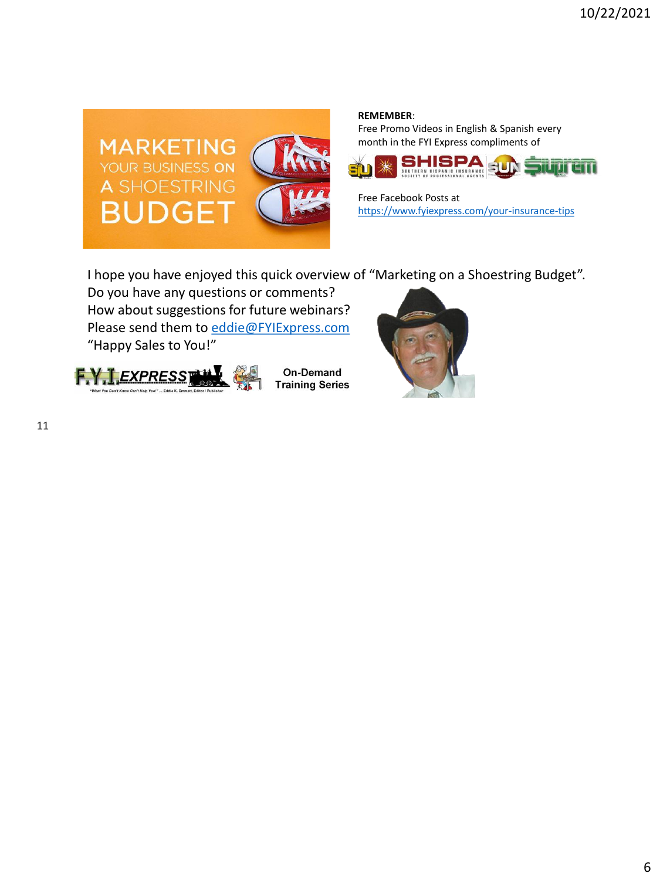MARKETING YOUR BUSINESS ON A SHOESTRING BUDGET

**REMEMBER**:
Free Promo Videos in English & Spanish every month in the FYI Express compliments of

SHISPA
SOUTHERN HISPANIC INSURANCE SOCIETY OF PROFESSIONAL AGENTS

Free Facebook Posts at
https://www.fyiexpress.com/your-insurance-tips

I hope you have enjoyed this quick overview of “Marketing on a Shoestring Budget”.
Do you have any questions or comments?
How about suggestions for future webinars?
Please send them to eddie@FYIExpress.com
“Happy Sales to You!”

F.Y.I. EXPRESS
“What You Don't Know Can't Help You!” ... Eddie K. Emmett, Editor / Publisher

On-Demand Training Series

11